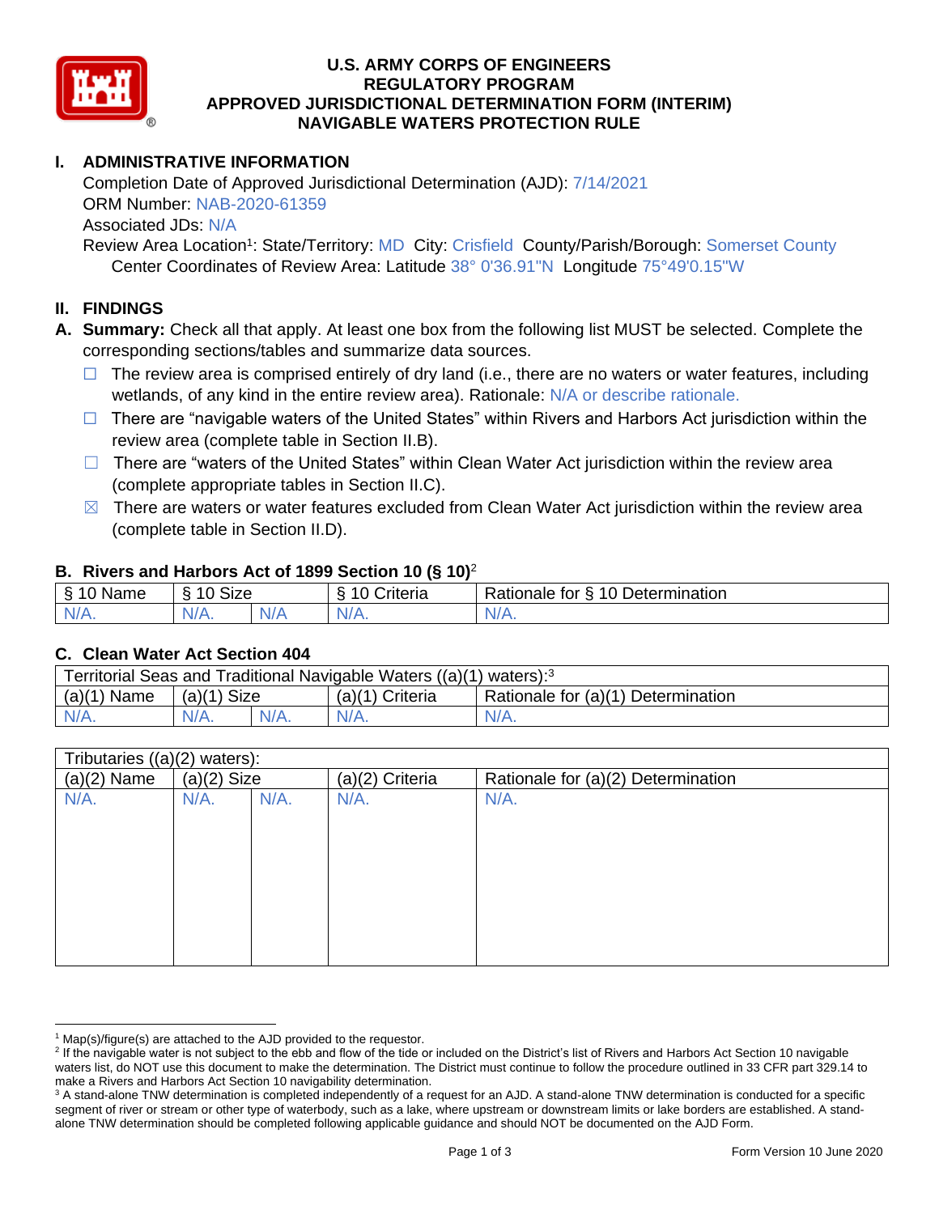# U.S. ARMY CORPS OF ENGINEERS
# REGULATORY PROGRAM
# APPROVED JURISDICTIONAL DETERMINATION FORM (INTERIM)
# NAVIGABLE WATERS PROTECTION RULE

## I. ADMINISTRATIVE INFORMATION

Completion Date of Approved Jurisdictional Determination (AJD): 7/14/2021
ORM Number: NAB-2020-61359
Associated JDs: N/A
Review Area Location[1]: State/Territory: MD City: Crisfield County/Parish/Borough: Somerset County
Center Coordinates of Review Area: Latitude 38° 0'36.91"N Longitude 75°49'0.15"W

## II. FINDINGS

**A. Summary:** Check all that apply. At least one box from the following list MUST be selected. Complete the corresponding sections/tables and summarize data sources.

- ☐ The review area is comprised entirely of dry land (i.e., there are no waters or water features, including wetlands, of any kind in the entire review area). Rationale: N/A or describe rationale.
- ☐ There are "navigable waters of the United States" within Rivers and Harbors Act jurisdiction within the review area (complete table in Section II.B).
- ☐ There are "waters of the United States" within Clean Water Act jurisdiction within the review area (complete appropriate tables in Section II.C).
- ☒ There are waters or water features excluded from Clean Water Act jurisdiction within the review area (complete table in Section II.D).

### B. Rivers and Harbors Act of 1899 Section 10 (§ 10)[2]

| § 10 Name | § 10 Size | | § 10 Criteria | Rationale for § 10 Determination |
|---|---|---|---|---|
| N/A. | N/A. | N/A | N/A. | N/A. |

### C. Clean Water Act Section 404

| Territorial Seas and Traditional Navigable Waters ((a)(1) waters):[3] | | | | |
|---|---|---|---|---|
| (a)(1) Name | (a)(1) Size | | (a)(1) Criteria | Rationale for (a)(1) Determination |
| N/A. | N/A. | N/A. | N/A. | N/A. |

| Tributaries ((a)(2) waters): | | | | |
|---|---|---|---|---|
| (a)(2) Name | (a)(2) Size | | (a)(2) Criteria | Rationale for (a)(2) Determination |
| N/A. | N/A. | N/A. | N/A. | N/A. |

[1] Map(s)/figure(s) are attached to the AJD provided to the requestor.
[2] If the navigable water is not subject to the ebb and flow of the tide or included on the District's list of Rivers and Harbors Act Section 10 navigable waters list, do NOT use this document to make the determination. The District must continue to follow the procedure outlined in 33 CFR part 329.14 to make a Rivers and Harbors Act Section 10 navigability determination.
[3] A stand-alone TNW determination is completed independently of a request for an AJD. A stand-alone TNW determination is conducted for a specific segment of river or stream or other type of waterbody, such as a lake, where upstream or downstream limits or lake borders are established. A stand-alone TNW determination should be completed following applicable guidance and should NOT be documented on the AJD Form.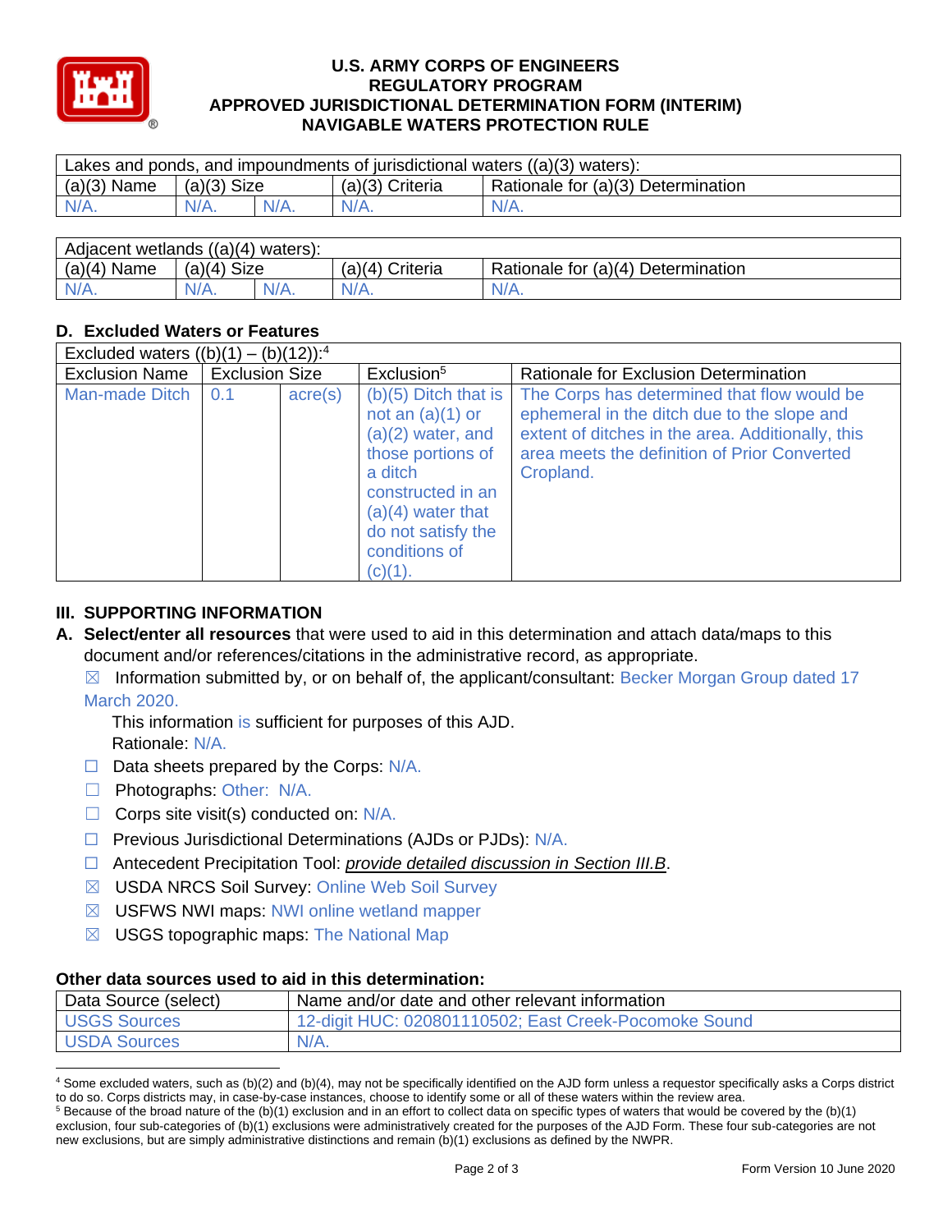# U.S. ARMY CORPS OF ENGINEERS
## REGULATORY PROGRAM
## APPROVED JURISDICTIONAL DETERMINATION FORM (INTERIM)
## NAVIGABLE WATERS PROTECTION RULE

| Lakes and ponds, and impoundments of jurisdictional waters ((a)(3) waters): | | | | |
|---|---|---|---|---|
| (a)(3) Name | (a)(3) Size | | (a)(3) Criteria | Rationale for (a)(3) Determination |
| N/A. | N/A. | N/A. | N/A. | N/A. |

| Adjacent wetlands ((a)(4) waters): | | | | |
|---|---|---|---|---|
| (a)(4) Name | (a)(4) Size | | (a)(4) Criteria | Rationale for (a)(4) Determination |
| N/A. | N/A. | N/A. | N/A. | N/A. |

### D. Excluded Waters or Features

| Excluded waters ((b)(1) – (b)(12)):[4] | | | | |
|---|---|---|---|---|
| Exclusion Name | Exclusion Size | | Exclusion[5] | Rationale for Exclusion Determination |
| Man-made Ditch | 0.1 | acre(s) | (b)(5) Ditch that is not an (a)(1) or (a)(2) water, and those portions of a ditch constructed in an (a)(4) water that do not satisfy the conditions of (c)(1). | The Corps has determined that flow would be ephemeral in the ditch due to the slope and extent of ditches in the area. Additionally, this area meets the definition of Prior Converted Cropland. |

## III. SUPPORTING INFORMATION

**A. Select/enter all resources** that were used to aid in this determination and attach data/maps to this document and/or references/citations in the administrative record, as appropriate.

☒ Information submitted by, or on behalf of, the applicant/consultant: Becker Morgan Group dated 17 March 2020.
This information is sufficient for purposes of this AJD.
Rationale: N/A.

☐ Data sheets prepared by the Corps: N/A.

☐ Photographs: Other: N/A.

☐ Corps site visit(s) conducted on: N/A.

☐ Previous Jurisdictional Determinations (AJDs or PJDs): N/A.

☐ Antecedent Precipitation Tool: *provide detailed discussion in Section III.B*.

☒ USDA NRCS Soil Survey: Online Web Soil Survey

☒ USFWS NWI maps: NWI online wetland mapper

☒ USGS topographic maps: The National Map

### Other data sources used to aid in this determination:

| Data Source (select) | Name and/or date and other relevant information |
|---|---|
| USGS Sources | 12-digit HUC: 020801110502; East Creek-Pocomoke Sound |
| USDA Sources | N/A. |

[4] Some excluded waters, such as (b)(2) and (b)(4), may not be specifically identified on the AJD form unless a requestor specifically asks a Corps district to do so. Corps districts may, in case-by-case instances, choose to identify some or all of these waters within the review area.

[5] Because of the broad nature of the (b)(1) exclusion and in an effort to collect data on specific types of waters that would be covered by the (b)(1) exclusion, four sub-categories of (b)(1) exclusions were administratively created for the purposes of the AJD Form. These four sub-categories are not new exclusions, but are simply administrative distinctions and remain (b)(1) exclusions as defined by the NWPR.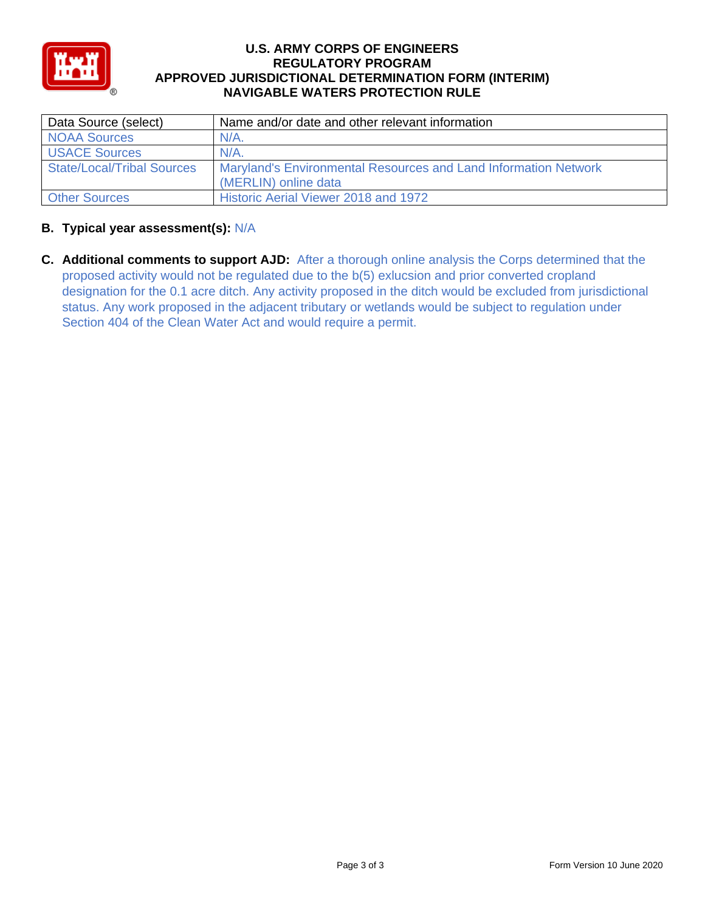# U.S. ARMY CORPS OF ENGINEERS
## REGULATORY PROGRAM
## APPROVED JURISDICTIONAL DETERMINATION FORM (INTERIM)
## NAVIGABLE WATERS PROTECTION RULE

| Data Source (select) | Name and/or date and other relevant information |
|---|---|
| NOAA Sources | N/A. |
| USACE Sources | N/A. |
| State/Local/Tribal Sources | Maryland's Environmental Resources and Land Information Network (MERLIN) online data |
| Other Sources | Historic Aerial Viewer 2018 and 1972 |

**B. Typical year assessment(s):** N/A

**C. Additional comments to support AJD:** After a thorough online analysis the Corps determined that the proposed activity would not be regulated due to the b(5) exlucsion and prior converted cropland designation for the 0.1 acre ditch. Any activity proposed in the ditch would be excluded from jurisdictional status. Any work proposed in the adjacent tributary or wetlands would be subject to regulation under Section 404 of the Clean Water Act and would require a permit.

Form Version 10 June 2020